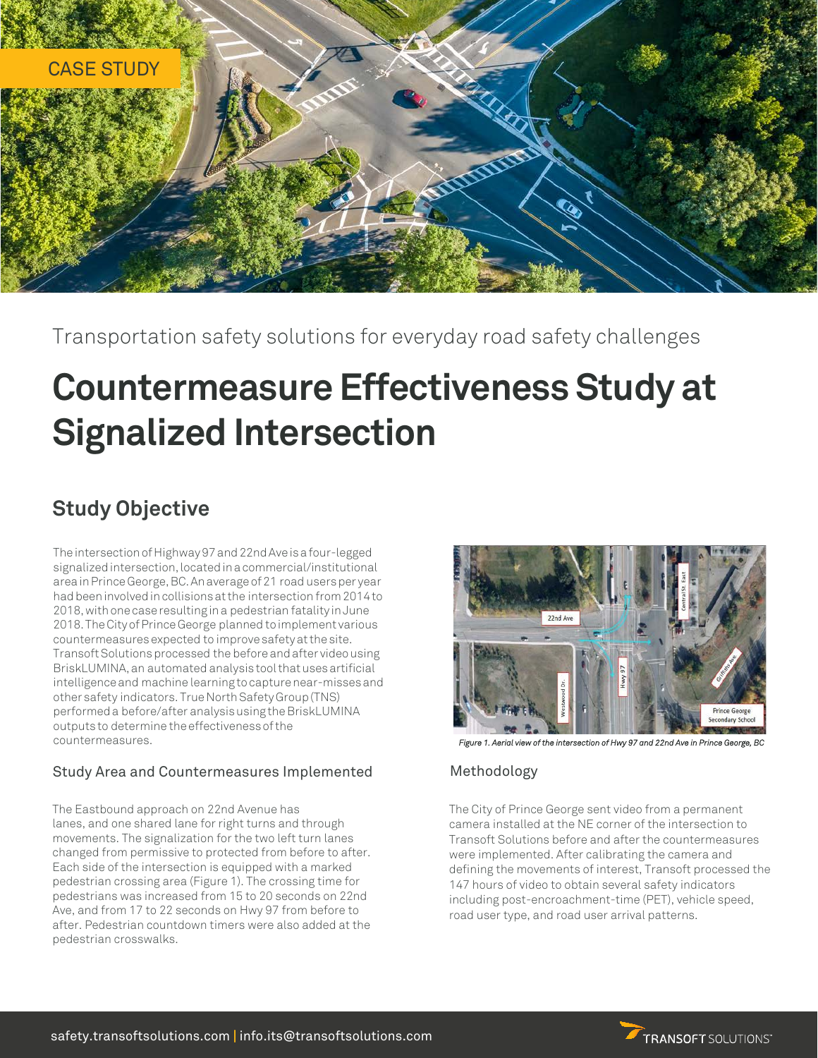CASE STUDY

Transportation safety solutions for everyday road safety challenges

# Countermeasure Effectiveness Study at Signalized Intersection

## Study Objective

The intersection of Highway 97 and 22nd Ave is a four-legged signalized intersection, located in a commercial/institutional area in Prince George, BC. An average of 21 road users per year had been involved in collisions at the intersection from 2014 to 2018, with one case resulting in a pedestrian fatality in June 2018. The City of Prince George planned to implement various countermeasures expected to improve safety at the site. Transoft Solutions processed the before and after video using BriskLUMINA, an automated analysis tool that uses artificial intelligence and machine learning to capture near-misses and other safety indicators. True North Safety Group (TNS) performed a before/after analysis using the BriskLUMINA outputs to determine the effectiveness of the countermeasures.

### Study Area and Countermeasures Implemented

The Eastbound approach on 22nd Avenue has lanes, and one shared lane for right turns and through movements. The signalization for the two left turn lanes changed from permissive to protected from before to after. Each side of the intersection is equipped with a marked pedestrian crossing area (Figure 1). The crossing time for pedestrians was increased from 15 to 20 seconds on 22nd Ave, and from 17 to 22 seconds on Hwy 97 from before to after. Pedestrian countdown timers were also added at the pedestrian crosswalks.

*Figure 1. Aerial view of the intersection of Hwy 97 and 22nd Ave in Prince George, BC*

### Methodology

The City of Prince George sent video from a permanent camera installed at the NE corner of the intersection to Transoft Solutions before and after the countermeasures were implemented. After calibrating the camera and defining the movements of interest, Transoft processed the 147 hours of video to obtain several safety indicators including post-encroachment-time (PET), vehicle speed, road user type, and road user arrival patterns.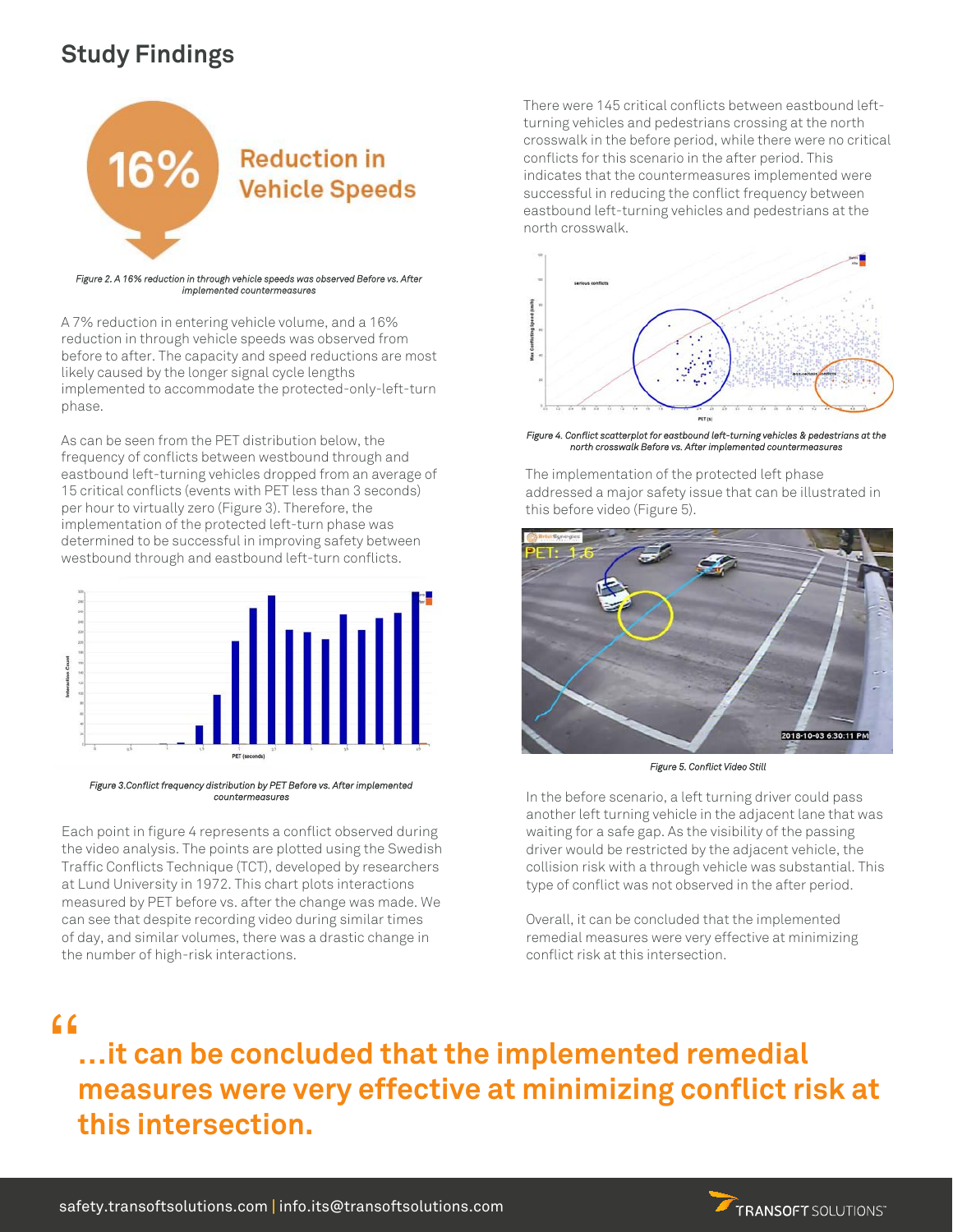## Study Findings

16% Reduction in Vehicle Speeds

*Figure 2. A 16% reduction in through vehicle speeds was observed Before vs. After implemented countermeasures*

A 7% reduction in entering vehicle volume, and a 16% reduction in through vehicle speeds was observed from before to after. The capacity and speed reductions are most likely caused by the longer signal cycle lengths implemented to accommodate the protected-only-left-turn phase.

As can be seen from the PET distribution below, the frequency of conflicts between westbound through and eastbound left-turning vehicles dropped from an average of 15 critical conflicts (events with PET less than 3 seconds) per hour to virtually zero (Figure 3). Therefore, the implementation of the protected left-turn phase was determined to be successful in improving safety between westbound through and eastbound left-turn conflicts.

*Figure 3.Conflict frequency distribution by PET Before vs. After implemented countermeasures*

Each point in figure 4 represents a conflict observed during the video analysis. The points are plotted using the Swedish Traffic Conflicts Technique (TCT), developed by researchers at Lund University in 1972. This chart plots interactions measured by PET before vs. after the change was made. We can see that despite recording video during similar times of day, and similar volumes, there was a drastic change in the number of high-risk interactions.

There were 145 critical conflicts between eastbound left-turning vehicles and pedestrians crossing at the north crosswalk in the before period, while there were no critical conflicts for this scenario in the after period. This indicates that the countermeasures implemented were successful in reducing the conflict frequency between eastbound left-turning vehicles and pedestrians at the north crosswalk.

*Figure 4. Conflict scatterplot for eastbound left-turning vehicles & pedestrians at the north crosswalk Before vs. After implemented countermeasures*

The implementation of the protected left phase addressed a major safety issue that can be illustrated in this before video (Figure 5).

*Figure 5. Conflict Video Still*

In the before scenario, a left turning driver could pass another left turning vehicle in the adjacent lane that was waiting for a safe gap. As the visibility of the passing driver would be restricted by the adjacent vehicle, the collision risk with a through vehicle was substantial. This type of conflict was not observed in the after period.

Overall, it can be concluded that the implemented remedial measures were very effective at minimizing conflict risk at this intersection.

> **"...it can be concluded that the implemented remedial measures were very effective at minimizing conflict risk at this intersection.**

safety.transoftsolutions.com | info.its@transoftsolutions.com